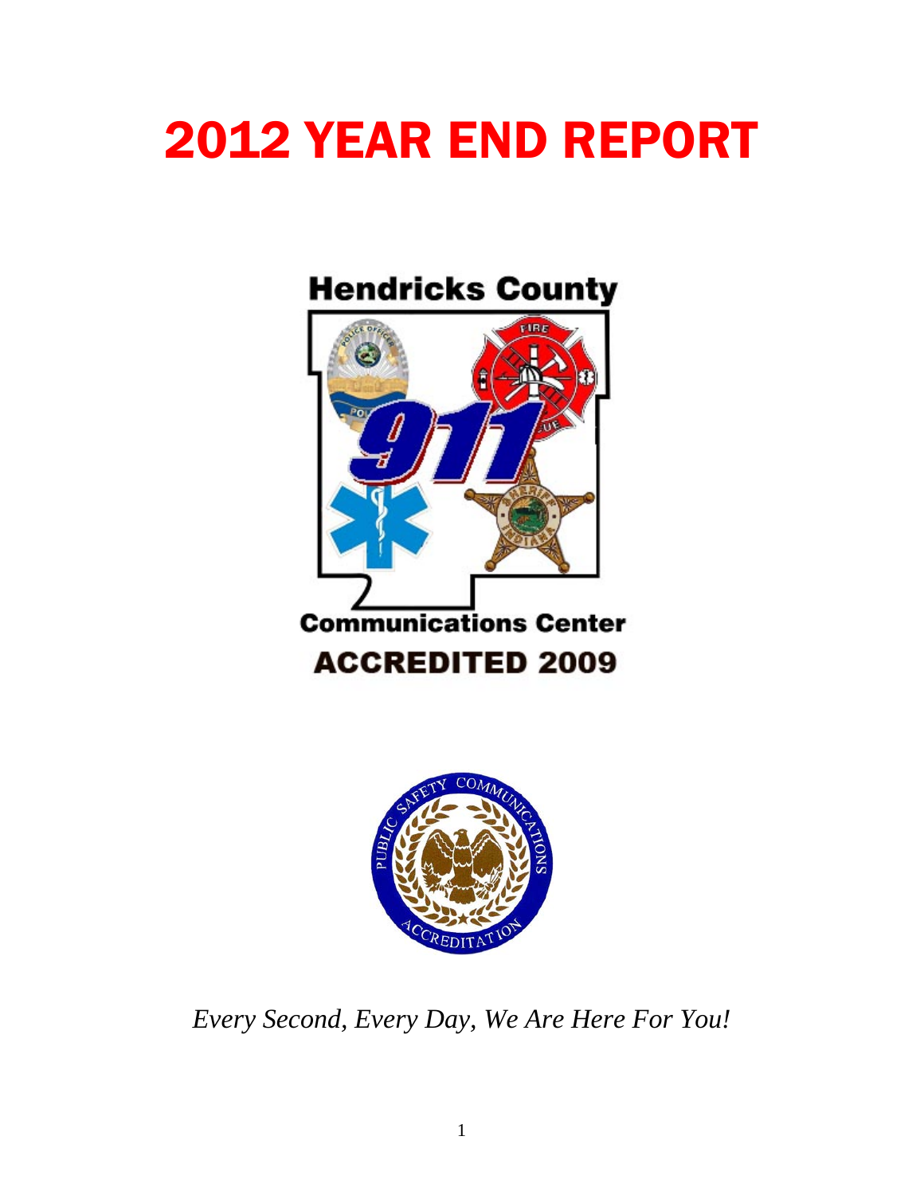# 2012 YEAR END REPORT

Hendricks County

Communications Center

ACCREDITED 2009

*Every Second, Every Day, We Are Here For You!*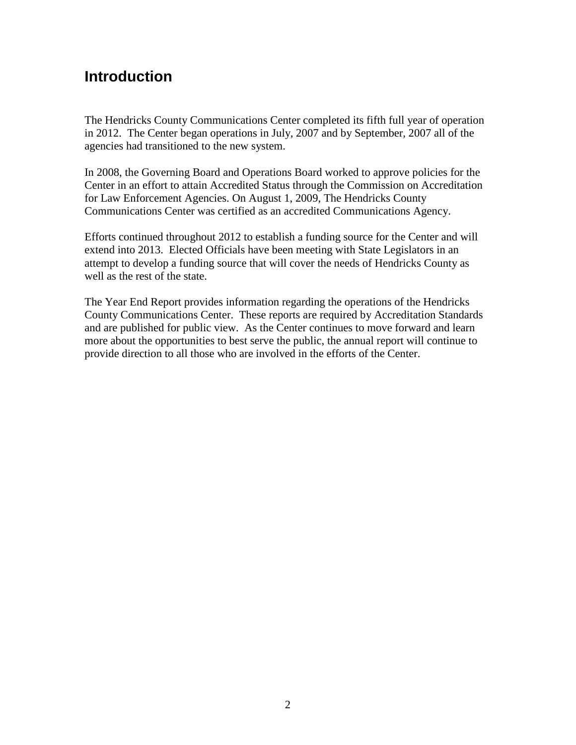## Introduction

The Hendricks County Communications Center completed its fifth full year of operation in 2012. The Center began operations in July, 2007 and by September, 2007 all of the agencies had transitioned to the new system.

In 2008, the Governing Board and Operations Board worked to approve policies for the Center in an effort to attain Accredited Status through the Commission on Accreditation for Law Enforcement Agencies. On August 1, 2009, The Hendricks County Communications Center was certified as an accredited Communications Agency.

Efforts continued throughout 2012 to establish a funding source for the Center and will extend into 2013. Elected Officials have been meeting with State Legislators in an attempt to develop a funding source that will cover the needs of Hendricks County as well as the rest of the state.

The Year End Report provides information regarding the operations of the Hendricks County Communications Center. These reports are required by Accreditation Standards and are published for public view. As the Center continues to move forward and learn more about the opportunities to best serve the public, the annual report will continue to provide direction to all those who are involved in the efforts of the Center.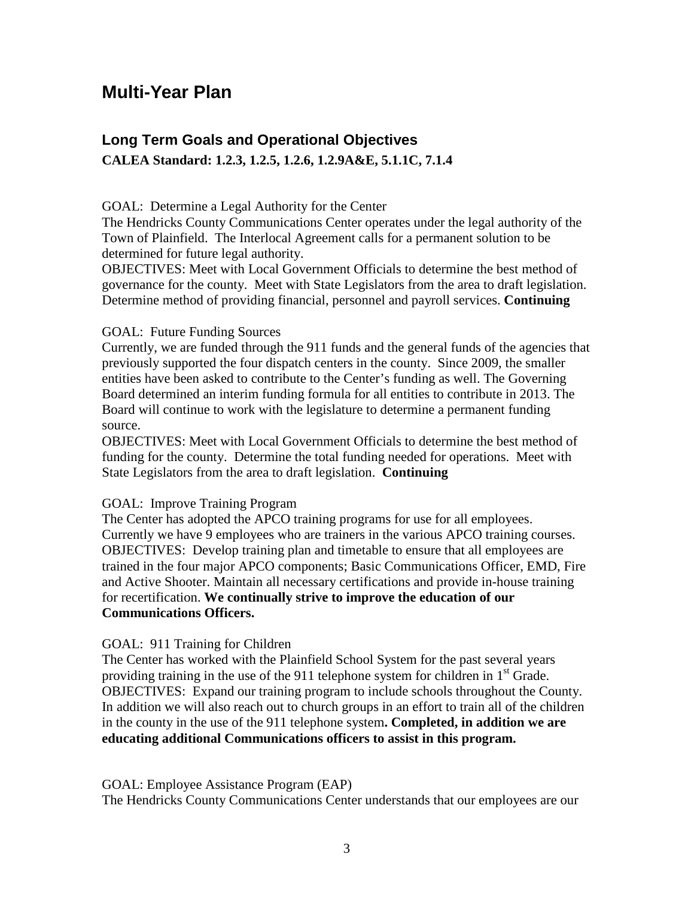# Multi-Year Plan

## Long Term Goals and Operational Objectives

**CALEA Standard: 1.2.3, 1.2.5, 1.2.6, 1.2.9A&E, 5.1.1C, 7.1.4**

GOAL: Determine a Legal Authority for the Center

The Hendricks County Communications Center operates under the legal authority of the Town of Plainfield. The Interlocal Agreement calls for a permanent solution to be determined for future legal authority.

OBJECTIVES: Meet with Local Government Officials to determine the best method of governance for the county. Meet with State Legislators from the area to draft legislation. Determine method of providing financial, personnel and payroll services. **Continuing**

GOAL: Future Funding Sources

Currently, we are funded through the 911 funds and the general funds of the agencies that previously supported the four dispatch centers in the county. Since 2009, the smaller entities have been asked to contribute to the Center's funding as well. The Governing Board determined an interim funding formula for all entities to contribute in 2013. The Board will continue to work with the legislature to determine a permanent funding source.

OBJECTIVES: Meet with Local Government Officials to determine the best method of funding for the county. Determine the total funding needed for operations. Meet with State Legislators from the area to draft legislation. **Continuing**

GOAL: Improve Training Program

The Center has adopted the APCO training programs for use for all employees. Currently we have 9 employees who are trainers in the various APCO training courses.

OBJECTIVES: Develop training plan and timetable to ensure that all employees are trained in the four major APCO components; Basic Communications Officer, EMD, Fire and Active Shooter. Maintain all necessary certifications and provide in-house training for recertification. **We continually strive to improve the education of our Communications Officers.**

GOAL: 911 Training for Children

The Center has worked with the Plainfield School System for the past several years providing training in the use of the 911 telephone system for children in 1st Grade.

OBJECTIVES: Expand our training program to include schools throughout the County. In addition we will also reach out to church groups in an effort to train all of the children in the county in the use of the 911 telephone system**. Completed, in addition we are educating additional Communications officers to assist in this program.**

GOAL: Employee Assistance Program (EAP)

The Hendricks County Communications Center understands that our employees are our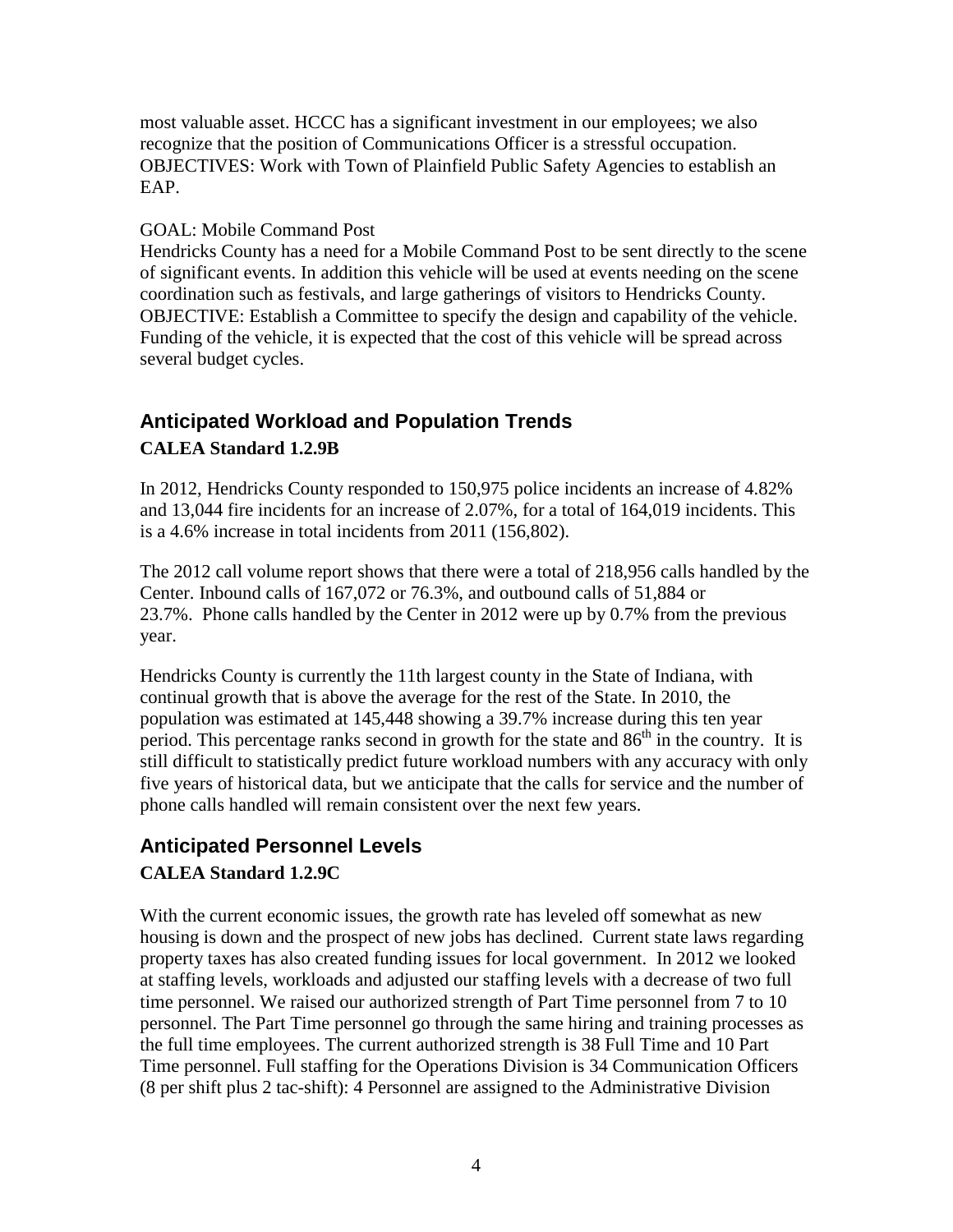most valuable asset. HCCC has a significant investment in our employees; we also recognize that the position of Communications Officer is a stressful occupation.
OBJECTIVES: Work with Town of Plainfield Public Safety Agencies to establish an EAP.

GOAL: Mobile Command Post
Hendricks County has a need for a Mobile Command Post to be sent directly to the scene of significant events. In addition this vehicle will be used at events needing on the scene coordination such as festivals, and large gatherings of visitors to Hendricks County.
OBJECTIVE: Establish a Committee to specify the design and capability of the vehicle. Funding of the vehicle, it is expected that the cost of this vehicle will be spread across several budget cycles.

## Anticipated Workload and Population Trends

**CALEA Standard 1.2.9B**

In 2012, Hendricks County responded to 150,975 police incidents an increase of 4.82% and 13,044 fire incidents for an increase of 2.07%, for a total of 164,019 incidents. This is a 4.6% increase in total incidents from 2011 (156,802).

The 2012 call volume report shows that there were a total of 218,956 calls handled by the Center. Inbound calls of 167,072 or 76.3%, and outbound calls of 51,884 or 23.7%. Phone calls handled by the Center in 2012 were up by 0.7% from the previous year.

Hendricks County is currently the 11th largest county in the State of Indiana, with continual growth that is above the average for the rest of the State. In 2010, the population was estimated at 145,448 showing a 39.7% increase during this ten year period. This percentage ranks second in growth for the state and 86th in the country. It is still difficult to statistically predict future workload numbers with any accuracy with only five years of historical data, but we anticipate that the calls for service and the number of phone calls handled will remain consistent over the next few years.

## Anticipated Personnel Levels

**CALEA Standard 1.2.9C**

With the current economic issues, the growth rate has leveled off somewhat as new housing is down and the prospect of new jobs has declined. Current state laws regarding property taxes has also created funding issues for local government. In 2012 we looked at staffing levels, workloads and adjusted our staffing levels with a decrease of two full time personnel. We raised our authorized strength of Part Time personnel from 7 to 10 personnel. The Part Time personnel go through the same hiring and training processes as the full time employees. The current authorized strength is 38 Full Time and 10 Part Time personnel. Full staffing for the Operations Division is 34 Communication Officers (8 per shift plus 2 tac-shift): 4 Personnel are assigned to the Administrative Division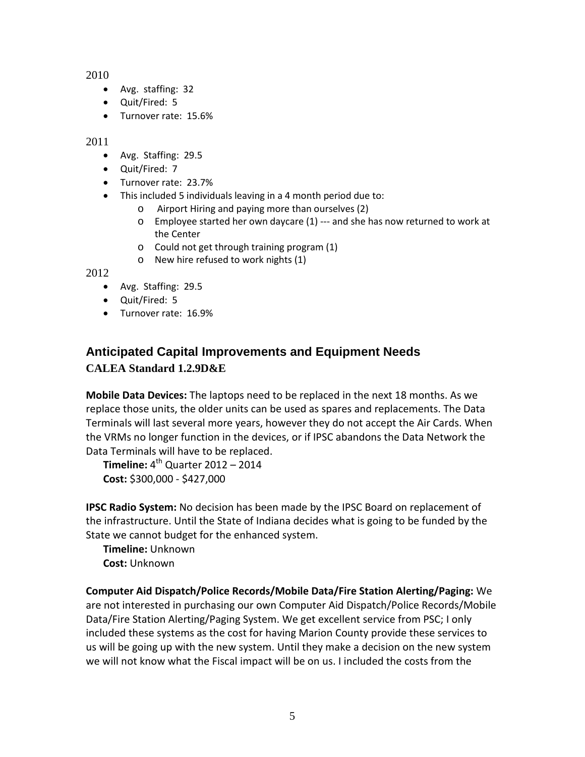2010

- Avg. staffing: 32
- Quit/Fired: 5
- Turnover rate: 15.6%

2011

- Avg. Staffing: 29.5
- Quit/Fired: 7
- Turnover rate: 23.7%
- This included 5 individuals leaving in a 4 month period due to:
  - Airport Hiring and paying more than ourselves (2)
  - Employee started her own daycare (1) --- and she has now returned to work at the Center
  - Could not get through training program (1)
  - New hire refused to work nights (1)

2012

- Avg. Staffing: 29.5
- Quit/Fired: 5
- Turnover rate: 16.9%

## Anticipated Capital Improvements and Equipment Needs

### CALEA Standard 1.2.9D&E

**Mobile Data Devices:** The laptops need to be replaced in the next 18 months. As we replace those units, the older units can be used as spares and replacements. The Data Terminals will last several more years, however they do not accept the Air Cards. When the VRMs no longer function in the devices, or if IPSC abandons the Data Network the Data Terminals will have to be replaced.

**Timeline:** 4th Quarter 2012 – 2014
**Cost:** $300,000 - $427,000

**IPSC Radio System:** No decision has been made by the IPSC Board on replacement of the infrastructure. Until the State of Indiana decides what is going to be funded by the State we cannot budget for the enhanced system.

**Timeline:** Unknown
**Cost:** Unknown

**Computer Aid Dispatch/Police Records/Mobile Data/Fire Station Alerting/Paging:** We are not interested in purchasing our own Computer Aid Dispatch/Police Records/Mobile Data/Fire Station Alerting/Paging System. We get excellent service from PSC; I only included these systems as the cost for having Marion County provide these services to us will be going up with the new system. Until they make a decision on the new system we will not know what the Fiscal impact will be on us. I included the costs from the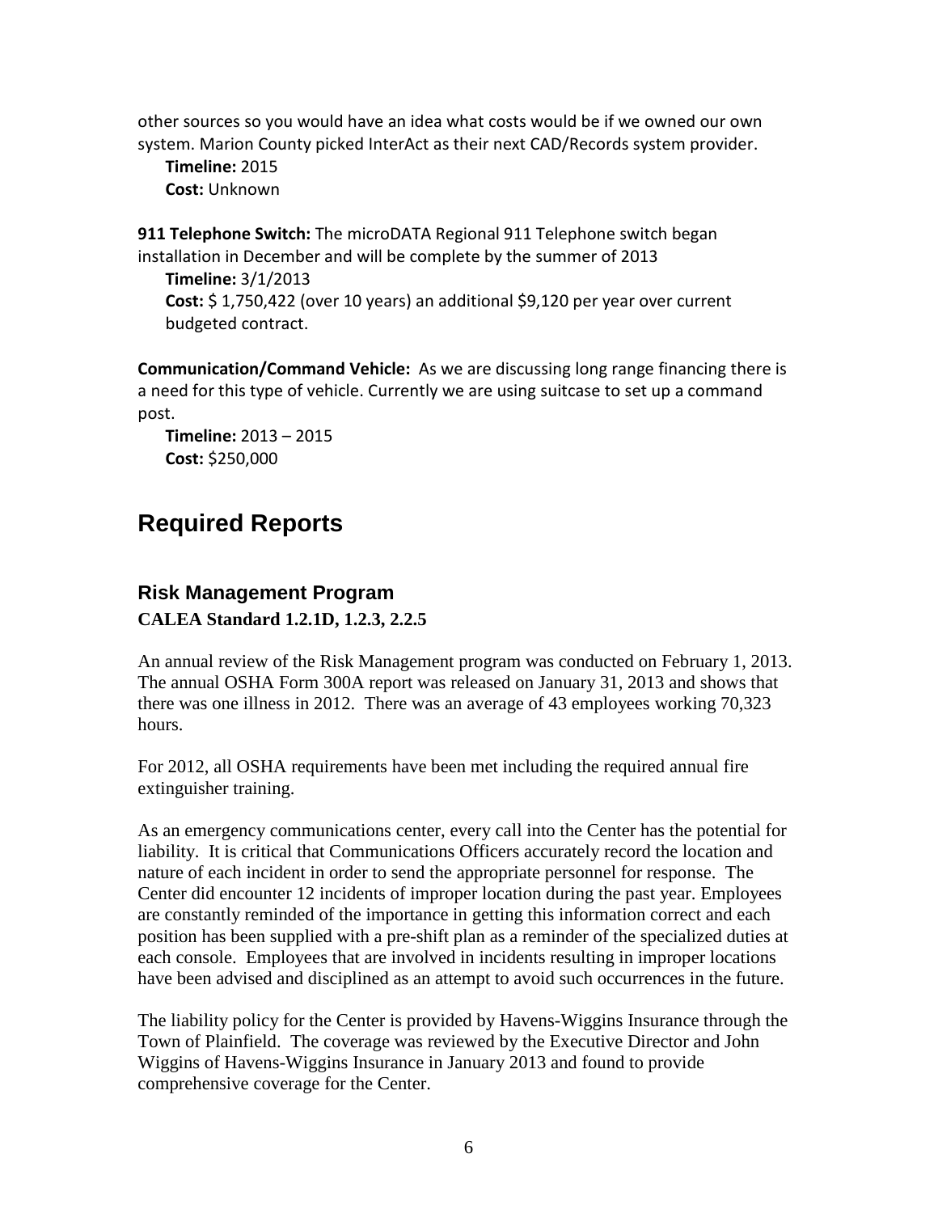other sources so you would have an idea what costs would be if we owned our own system. Marion County picked InterAct as their next CAD/Records system provider.

**Timeline:** 2015
**Cost:** Unknown

**911 Telephone Switch:** The microDATA Regional 911 Telephone switch began installation in December and will be complete by the summer of 2013

**Timeline:** 3/1/2013
**Cost:** $ 1,750,422 (over 10 years) an additional $9,120 per year over current budgeted contract.

**Communication/Command Vehicle:** As we are discussing long range financing there is a need for this type of vehicle. Currently we are using suitcase to set up a command post.

**Timeline:** 2013 – 2015
**Cost:** $250,000

# Required Reports

## Risk Management Program

**CALEA Standard 1.2.1D, 1.2.3, 2.2.5**

An annual review of the Risk Management program was conducted on February 1, 2013. The annual OSHA Form 300A report was released on January 31, 2013 and shows that there was one illness in 2012. There was an average of 43 employees working 70,323 hours.

For 2012, all OSHA requirements have been met including the required annual fire extinguisher training.

As an emergency communications center, every call into the Center has the potential for liability. It is critical that Communications Officers accurately record the location and nature of each incident in order to send the appropriate personnel for response. The Center did encounter 12 incidents of improper location during the past year. Employees are constantly reminded of the importance in getting this information correct and each position has been supplied with a pre-shift plan as a reminder of the specialized duties at each console. Employees that are involved in incidents resulting in improper locations have been advised and disciplined as an attempt to avoid such occurrences in the future.

The liability policy for the Center is provided by Havens-Wiggins Insurance through the Town of Plainfield. The coverage was reviewed by the Executive Director and John Wiggins of Havens-Wiggins Insurance in January 2013 and found to provide comprehensive coverage for the Center.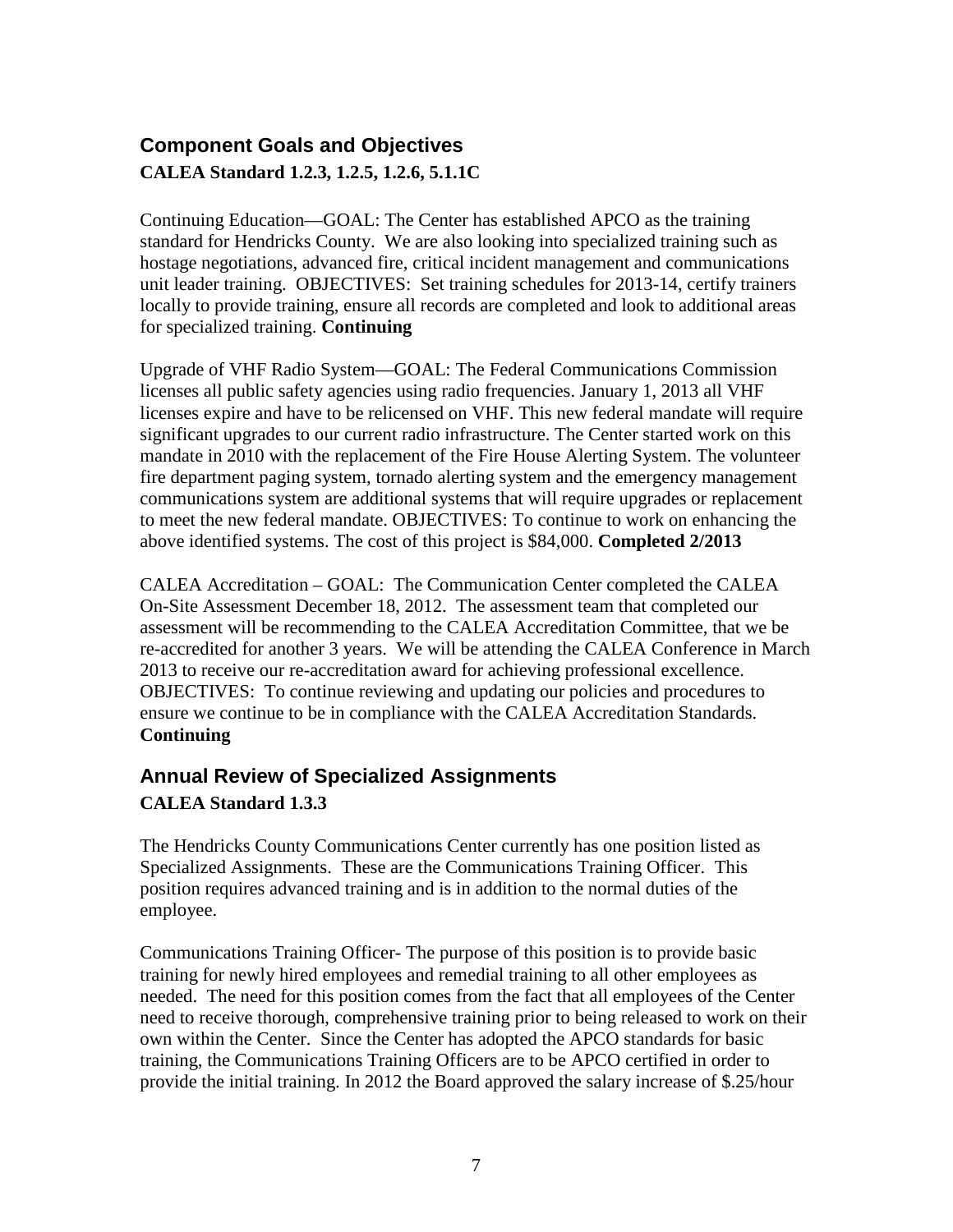## Component Goals and Objectives

**CALEA Standard 1.2.3, 1.2.5, 1.2.6, 5.1.1C**

Continuing Education—GOAL: The Center has established APCO as the training standard for Hendricks County. We are also looking into specialized training such as hostage negotiations, advanced fire, critical incident management and communications unit leader training. OBJECTIVES: Set training schedules for 2013-14, certify trainers locally to provide training, ensure all records are completed and look to additional areas for specialized training. **Continuing**

Upgrade of VHF Radio System—GOAL: The Federal Communications Commission licenses all public safety agencies using radio frequencies. January 1, 2013 all VHF licenses expire and have to be relicensed on VHF. This new federal mandate will require significant upgrades to our current radio infrastructure. The Center started work on this mandate in 2010 with the replacement of the Fire House Alerting System. The volunteer fire department paging system, tornado alerting system and the emergency management communications system are additional systems that will require upgrades or replacement to meet the new federal mandate. OBJECTIVES: To continue to work on enhancing the above identified systems. The cost of this project is $84,000. **Completed 2/2013**

CALEA Accreditation – GOAL: The Communication Center completed the CALEA On-Site Assessment December 18, 2012. The assessment team that completed our assessment will be recommending to the CALEA Accreditation Committee, that we be re-accredited for another 3 years. We will be attending the CALEA Conference in March 2013 to receive our re-accreditation award for achieving professional excellence. OBJECTIVES: To continue reviewing and updating our policies and procedures to ensure we continue to be in compliance with the CALEA Accreditation Standards. **Continuing**

## Annual Review of Specialized Assignments

**CALEA Standard 1.3.3**

The Hendricks County Communications Center currently has one position listed as Specialized Assignments. These are the Communications Training Officer. This position requires advanced training and is in addition to the normal duties of the employee.

Communications Training Officer- The purpose of this position is to provide basic training for newly hired employees and remedial training to all other employees as needed. The need for this position comes from the fact that all employees of the Center need to receive thorough, comprehensive training prior to being released to work on their own within the Center. Since the Center has adopted the APCO standards for basic training, the Communications Training Officers are to be APCO certified in order to provide the initial training. In 2012 the Board approved the salary increase of $.25/hour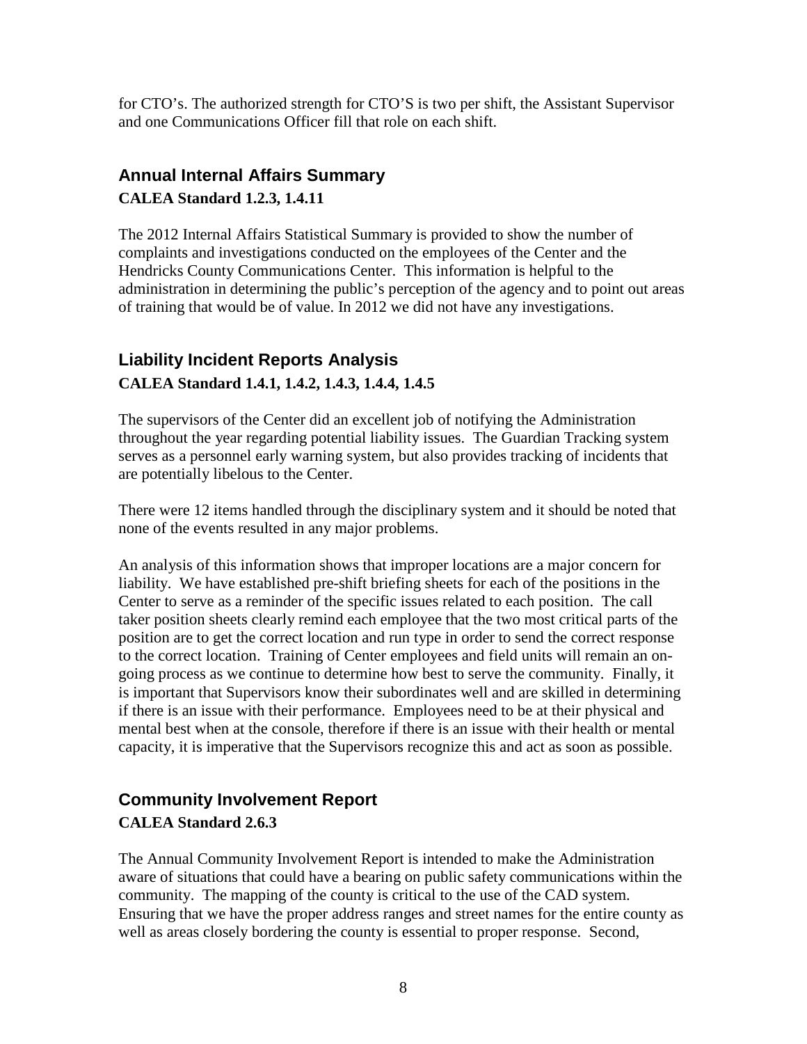for CTO's. The authorized strength for CTO'S is two per shift, the Assistant Supervisor and one Communications Officer fill that role on each shift.

## Annual Internal Affairs Summary

**CALEA Standard 1.2.3, 1.4.11**

The 2012 Internal Affairs Statistical Summary is provided to show the number of complaints and investigations conducted on the employees of the Center and the Hendricks County Communications Center. This information is helpful to the administration in determining the public's perception of the agency and to point out areas of training that would be of value. In 2012 we did not have any investigations.

## Liability Incident Reports Analysis

**CALEA Standard 1.4.1, 1.4.2, 1.4.3, 1.4.4, 1.4.5**

The supervisors of the Center did an excellent job of notifying the Administration throughout the year regarding potential liability issues. The Guardian Tracking system serves as a personnel early warning system, but also provides tracking of incidents that are potentially libelous to the Center.

There were 12 items handled through the disciplinary system and it should be noted that none of the events resulted in any major problems.

An analysis of this information shows that improper locations are a major concern for liability. We have established pre-shift briefing sheets for each of the positions in the Center to serve as a reminder of the specific issues related to each position. The call taker position sheets clearly remind each employee that the two most critical parts of the position are to get the correct location and run type in order to send the correct response to the correct location. Training of Center employees and field units will remain an on-going process as we continue to determine how best to serve the community. Finally, it is important that Supervisors know their subordinates well and are skilled in determining if there is an issue with their performance. Employees need to be at their physical and mental best when at the console, therefore if there is an issue with their health or mental capacity, it is imperative that the Supervisors recognize this and act as soon as possible.

## Community Involvement Report

**CALEA Standard 2.6.3**

The Annual Community Involvement Report is intended to make the Administration aware of situations that could have a bearing on public safety communications within the community. The mapping of the county is critical to the use of the CAD system. Ensuring that we have the proper address ranges and street names for the entire county as well as areas closely bordering the county is essential to proper response. Second,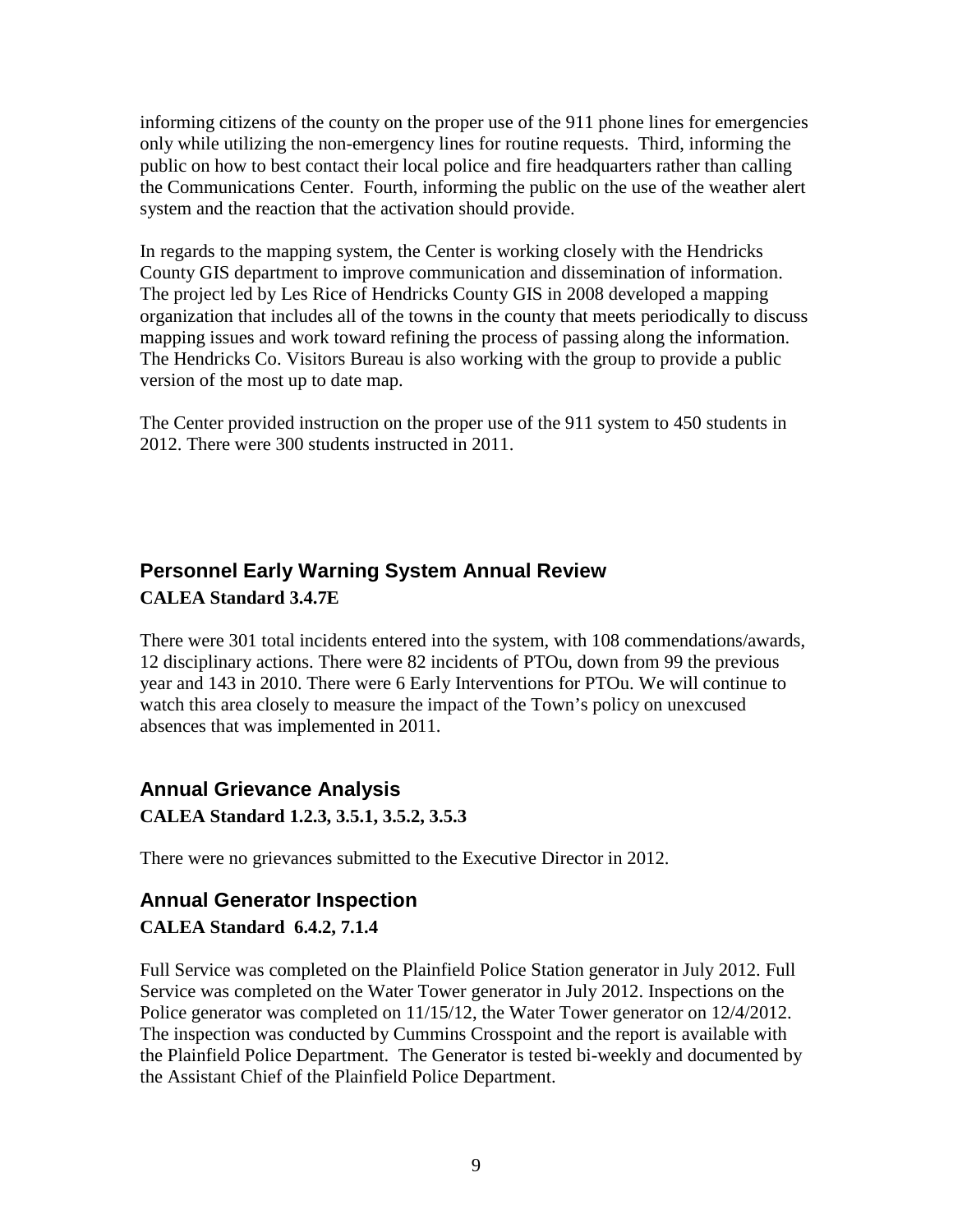informing citizens of the county on the proper use of the 911 phone lines for emergencies only while utilizing the non-emergency lines for routine requests. Third, informing the public on how to best contact their local police and fire headquarters rather than calling the Communications Center. Fourth, informing the public on the use of the weather alert system and the reaction that the activation should provide.

In regards to the mapping system, the Center is working closely with the Hendricks County GIS department to improve communication and dissemination of information. The project led by Les Rice of Hendricks County GIS in 2008 developed a mapping organization that includes all of the towns in the county that meets periodically to discuss mapping issues and work toward refining the process of passing along the information. The Hendricks Co. Visitors Bureau is also working with the group to provide a public version of the most up to date map.

The Center provided instruction on the proper use of the 911 system to 450 students in 2012. There were 300 students instructed in 2011.

## Personnel Early Warning System Annual Review

**CALEA Standard 3.4.7E**

There were 301 total incidents entered into the system, with 108 commendations/awards, 12 disciplinary actions. There were 82 incidents of PTOu, down from 99 the previous year and 143 in 2010. There were 6 Early Interventions for PTOu. We will continue to watch this area closely to measure the impact of the Town's policy on unexcused absences that was implemented in 2011.

## Annual Grievance Analysis

**CALEA Standard 1.2.3, 3.5.1, 3.5.2, 3.5.3**

There were no grievances submitted to the Executive Director in 2012.

## Annual Generator Inspection

**CALEA Standard 6.4.2, 7.1.4**

Full Service was completed on the Plainfield Police Station generator in July 2012. Full Service was completed on the Water Tower generator in July 2012. Inspections on the Police generator was completed on 11/15/12, the Water Tower generator on 12/4/2012. The inspection was conducted by Cummins Crosspoint and the report is available with the Plainfield Police Department. The Generator is tested bi-weekly and documented by the Assistant Chief of the Plainfield Police Department.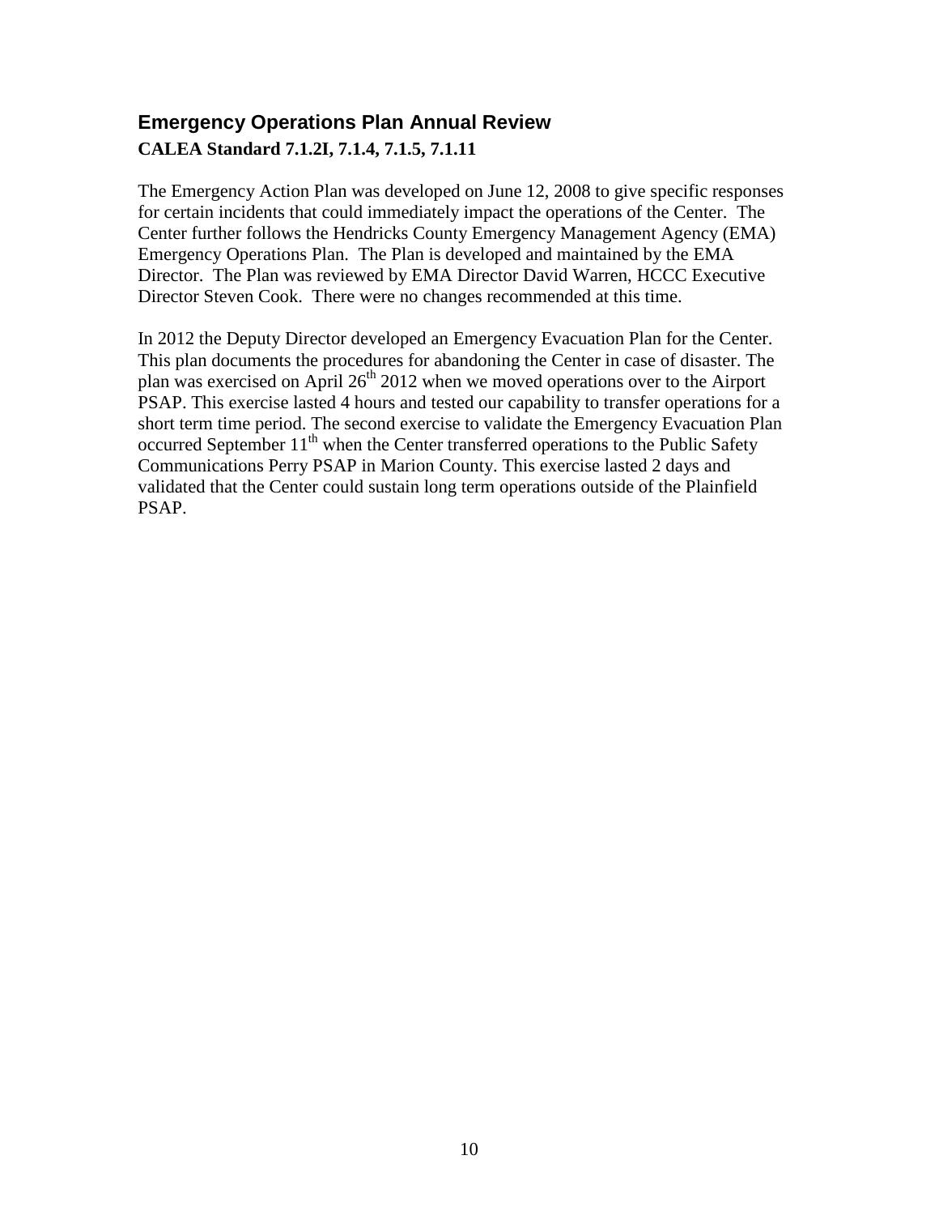## Emergency Operations Plan Annual Review

**CALEA Standard 7.1.2I, 7.1.4, 7.1.5, 7.1.11**

The Emergency Action Plan was developed on June 12, 2008 to give specific responses for certain incidents that could immediately impact the operations of the Center. The Center further follows the Hendricks County Emergency Management Agency (EMA) Emergency Operations Plan. The Plan is developed and maintained by the EMA Director. The Plan was reviewed by EMA Director David Warren, HCCC Executive Director Steven Cook. There were no changes recommended at this time.

In 2012 the Deputy Director developed an Emergency Evacuation Plan for the Center. This plan documents the procedures for abandoning the Center in case of disaster. The plan was exercised on April 26th 2012 when we moved operations over to the Airport PSAP. This exercise lasted 4 hours and tested our capability to transfer operations for a short term time period. The second exercise to validate the Emergency Evacuation Plan occurred September 11th when the Center transferred operations to the Public Safety Communications Perry PSAP in Marion County. This exercise lasted 2 days and validated that the Center could sustain long term operations outside of the Plainfield PSAP.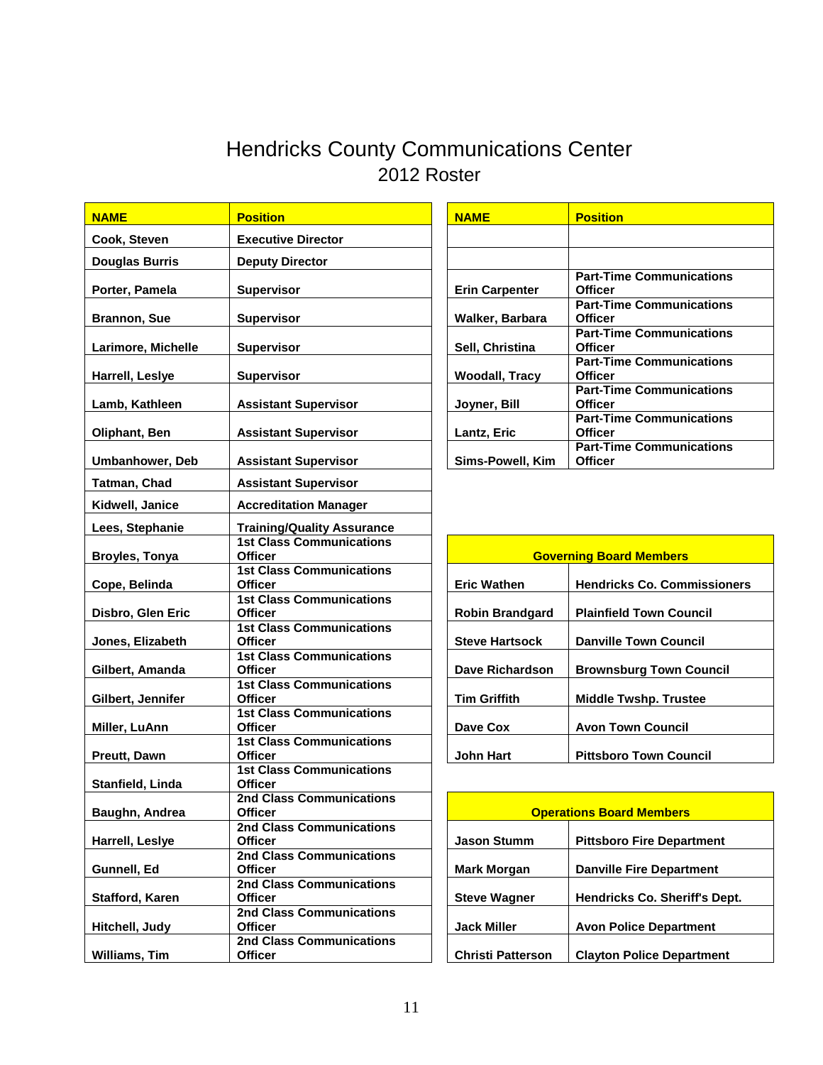# Hendricks County Communications Center

## 2012 Roster

| NAME | Position |
|---|---|
| Cook, Steven | Executive Director |
| Douglas Burris | Deputy Director |
| Porter, Pamela | Supervisor |
| Brannon, Sue | Supervisor |
| Larimore, Michelle | Supervisor |
| Harrell, Leslye | Supervisor |
| Lamb, Kathleen | Assistant Supervisor |
| Oliphant, Ben | Assistant Supervisor |
| Umbanhower, Deb | Assistant Supervisor |
| Tatman, Chad | Assistant Supervisor |
| Kidwell, Janice | Accreditation Manager |
| Lees, Stephanie | Training/Quality Assurance |
| Broyles, Tonya | 1st Class Communications Officer |
| Cope, Belinda | 1st Class Communications Officer |
| Disbro, Glen Eric | 1st Class Communications Officer |
| Jones, Elizabeth | 1st Class Communications Officer |
| Gilbert, Amanda | 1st Class Communications Officer |
| Gilbert, Jennifer | 1st Class Communications Officer |
| Miller, LuAnn | 1st Class Communications Officer |
| Preutt, Dawn | 1st Class Communications Officer |
| Stanfield, Linda | 1st Class Communications Officer |
| Baughn, Andrea | 2nd Class Communications Officer |
| Harrell, Leslye | 2nd Class Communications Officer |
| Gunnell, Ed | 2nd Class Communications Officer |
| Stafford, Karen | 2nd Class Communications Officer |
| Hitchell, Judy | 2nd Class Communications Officer |
| Williams, Tim | 2nd Class Communications Officer |

| NAME | Position |
|---|---|
| | |
| | |
| Erin Carpenter | Part-Time Communications Officer |
| Walker, Barbara | Part-Time Communications Officer |
| Sell, Christina | Part-Time Communications Officer |
| Woodall, Tracy | Part-Time Communications Officer |
| Joyner, Bill | Part-Time Communications Officer |
| Lantz, Eric | Part-Time Communications Officer |
| Sims-Powell, Kim | Part-Time Communications Officer |

| Governing Board Members | |
|---|---|
| Eric Wathen | Hendricks Co. Commissioners |
| Robin Brandgard | Plainfield Town Council |
| Steve Hartsock | Danville Town Council |
| Dave Richardson | Brownsburg Town Council |
| Tim Griffith | Middle Twshp. Trustee |
| Dave Cox | Avon Town Council |
| John Hart | Pittsboro Town Council |

| Operations Board Members | |
|---|---|
| Jason Stumm | Pittsboro Fire Department |
| Mark Morgan | Danville Fire Department |
| Steve Wagner | Hendricks Co. Sheriff's Dept. |
| Jack Miller | Avon Police Department |
| Christi Patterson | Clayton Police Department |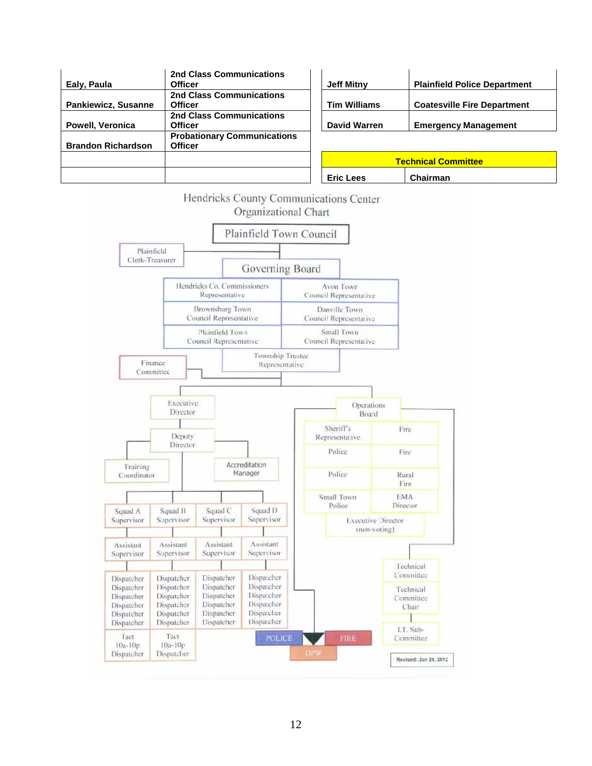| | |
|---|---|
| Ealy, Paula | 2nd Class Communications Officer |
| Pankiewicz, Susanne | 2nd Class Communications Officer |
| Powell, Veronica | 2nd Class Communications Officer |
| Brandon Richardson | Probationary Communications Officer |
| | |
| | |

| | |
|---|---|
| Jeff Mitny | Plainfield Police Department |
| Tim Williams | Coatesville Fire Department |
| David Warren | Emergency Management |

| Technical Committee | |
|---|---|
| Eric Lees | Chairman |

Hendricks County Communications Center
Organizational Chart

Plainfield Town Council

Plainfield Clerk-Treasurer

Governing Board

Hendricks Co. Commissioners Representative

Avon Town Council Representative

Brownsburg Town Council Representative

Danville Town Council Representative

Plainfield Town Council Representative

Small Town Council Representative

Township Trustee Representative

Finance Committee

Executive Director

Deputy Director

Training Coordinator

Accreditation Manager

Squad A Supervisor

Squad B Supervisor

Squad C Supervisor

Squad D Supervisor

Assistant Supervisor

Assistant Supervisor

Assistant Supervisor

Assistant Supervisor

Dispatcher
Dispatcher
Dispatcher
Dispatcher
Dispatcher
Dispatcher

Dispatcher
Dispatcher
Dispatcher
Dispatcher
Dispatcher
Dispatcher

Dispatcher
Dispatcher
Dispatcher
Dispatcher
Dispatcher
Dispatcher

Dispatcher
Dispatcher
Dispatcher
Dispatcher
Dispatcher
Dispatcher

Tact 10a-10p Dispatcher

Tact 10a-10p Dispatcher

Operations Board

Sheriff's Representative

Fire

Police

Fire

Police

Rural Fire

Small Town Police

EMA Director

Executive Director (non-voting)

Technical Committee

Technical Committee Chair

I.T. Sub-Committee

POLICE

FIRE

DPW

Revised: Jan 24, 2012